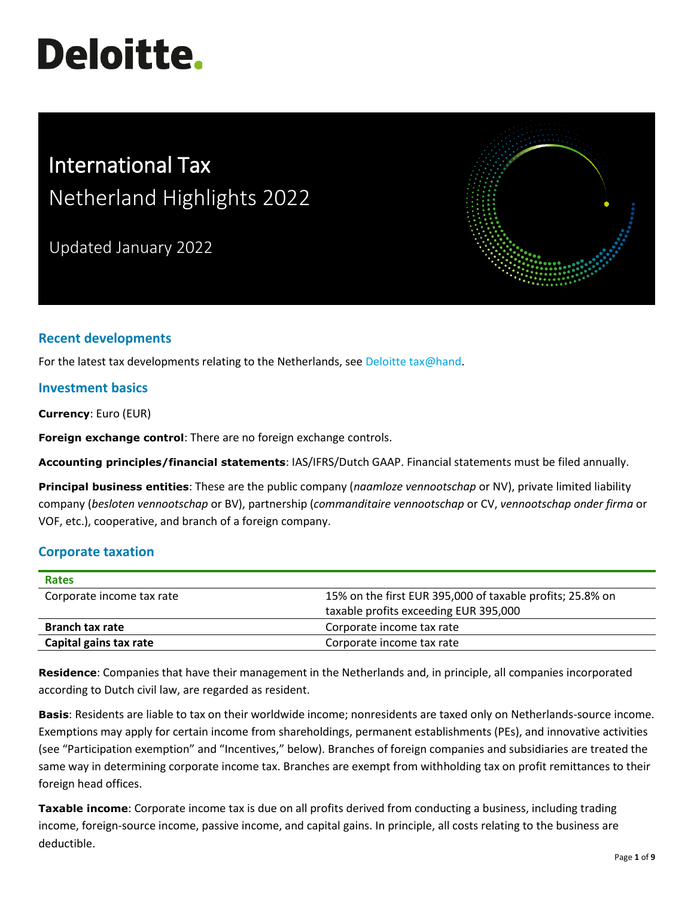# Deloitte.

# International Tax
## Netherland Highlights 2022

Updated January 2022

## Recent developments

For the latest tax developments relating to the Netherlands, see Deloitte tax@hand.

## Investment basics

**Currency**: Euro (EUR)

**Foreign exchange control**: There are no foreign exchange controls.

**Accounting principles/financial statements**: IAS/IFRS/Dutch GAAP. Financial statements must be filed annually.

**Principal business entities**: These are the public company (*naamloze vennootschap* or NV), private limited liability company (*besloten vennootschap* or BV), partnership (*commanditaire vennootschap* or CV, *vennootschap onder firma* or VOF, etc.), cooperative, and branch of a foreign company.

## Corporate taxation

| Rates | |
|---|---|
| Corporate income tax rate | 15% on the first EUR 395,000 of taxable profits; 25.8% on taxable profits exceeding EUR 395,000 |
| **Branch tax rate** | Corporate income tax rate |
| **Capital gains tax rate** | Corporate income tax rate |

**Residence**: Companies that have their management in the Netherlands and, in principle, all companies incorporated according to Dutch civil law, are regarded as resident.

**Basis**: Residents are liable to tax on their worldwide income; nonresidents are taxed only on Netherlands-source income. Exemptions may apply for certain income from shareholdings, permanent establishments (PEs), and innovative activities (see "Participation exemption" and "Incentives," below). Branches of foreign companies and subsidiaries are treated the same way in determining corporate income tax. Branches are exempt from withholding tax on profit remittances to their foreign head offices.

**Taxable income**: Corporate income tax is due on all profits derived from conducting a business, including trading income, foreign-source income, passive income, and capital gains. In principle, all costs relating to the business are deductible.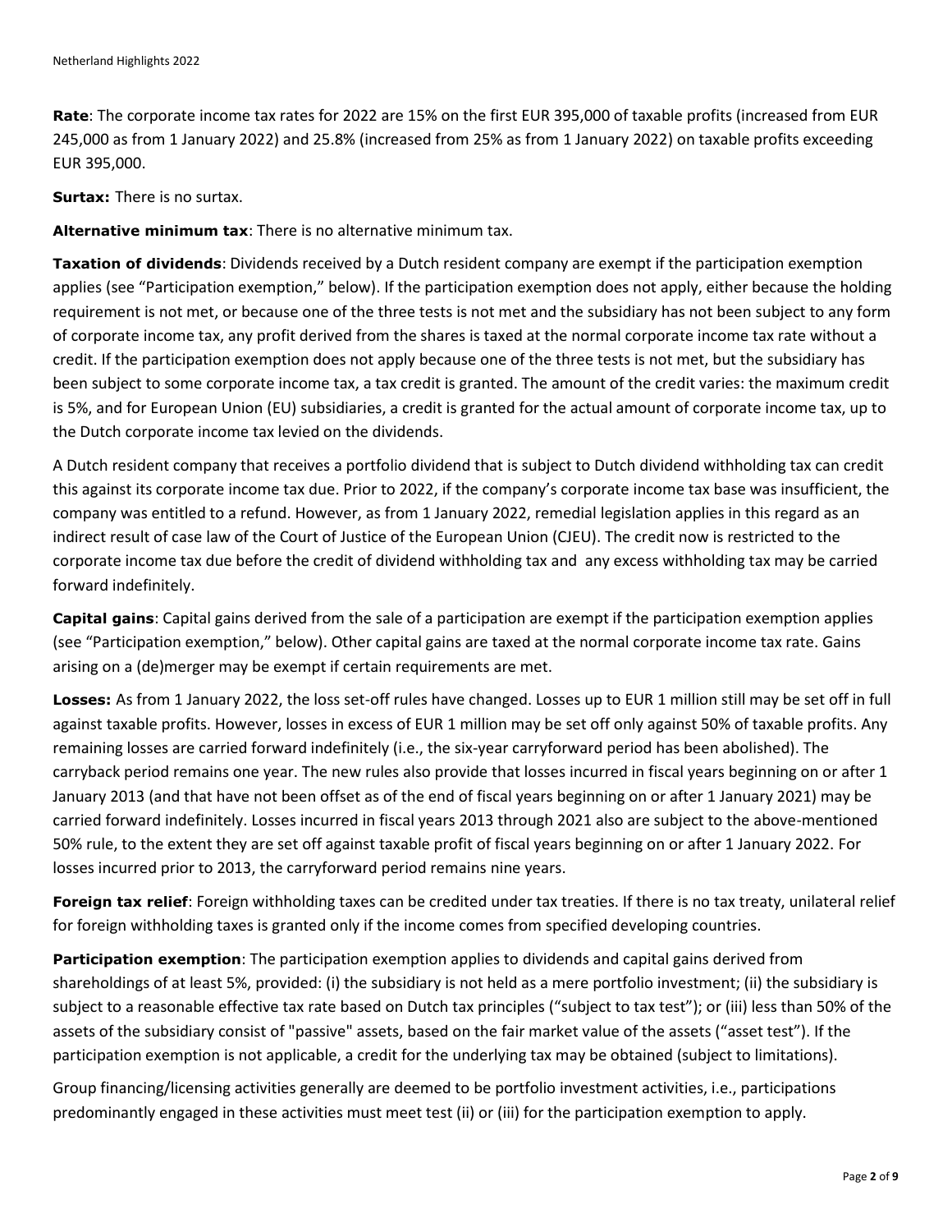**Rate**: The corporate income tax rates for 2022 are 15% on the first EUR 395,000 of taxable profits (increased from EUR 245,000 as from 1 January 2022) and 25.8% (increased from 25% as from 1 January 2022) on taxable profits exceeding EUR 395,000.

**Surtax:** There is no surtax.

**Alternative minimum tax**: There is no alternative minimum tax.

**Taxation of dividends**: Dividends received by a Dutch resident company are exempt if the participation exemption applies (see "Participation exemption," below). If the participation exemption does not apply, either because the holding requirement is not met, or because one of the three tests is not met and the subsidiary has not been subject to any form of corporate income tax, any profit derived from the shares is taxed at the normal corporate income tax rate without a credit. If the participation exemption does not apply because one of the three tests is not met, but the subsidiary has been subject to some corporate income tax, a tax credit is granted. The amount of the credit varies: the maximum credit is 5%, and for European Union (EU) subsidiaries, a credit is granted for the actual amount of corporate income tax, up to the Dutch corporate income tax levied on the dividends.

A Dutch resident company that receives a portfolio dividend that is subject to Dutch dividend withholding tax can credit this against its corporate income tax due. Prior to 2022, if the company's corporate income tax base was insufficient, the company was entitled to a refund. However, as from 1 January 2022, remedial legislation applies in this regard as an indirect result of case law of the Court of Justice of the European Union (CJEU). The credit now is restricted to the corporate income tax due before the credit of dividend withholding tax and any excess withholding tax may be carried forward indefinitely.

**Capital gains**: Capital gains derived from the sale of a participation are exempt if the participation exemption applies (see "Participation exemption," below). Other capital gains are taxed at the normal corporate income tax rate. Gains arising on a (de)merger may be exempt if certain requirements are met.

**Losses:** As from 1 January 2022, the loss set-off rules have changed. Losses up to EUR 1 million still may be set off in full against taxable profits. However, losses in excess of EUR 1 million may be set off only against 50% of taxable profits. Any remaining losses are carried forward indefinitely (i.e., the six-year carryforward period has been abolished). The carryback period remains one year. The new rules also provide that losses incurred in fiscal years beginning on or after 1 January 2013 (and that have not been offset as of the end of fiscal years beginning on or after 1 January 2021) may be carried forward indefinitely. Losses incurred in fiscal years 2013 through 2021 also are subject to the above-mentioned 50% rule, to the extent they are set off against taxable profit of fiscal years beginning on or after 1 January 2022. For losses incurred prior to 2013, the carryforward period remains nine years.

**Foreign tax relief**: Foreign withholding taxes can be credited under tax treaties. If there is no tax treaty, unilateral relief for foreign withholding taxes is granted only if the income comes from specified developing countries.

**Participation exemption**: The participation exemption applies to dividends and capital gains derived from shareholdings of at least 5%, provided: (i) the subsidiary is not held as a mere portfolio investment; (ii) the subsidiary is subject to a reasonable effective tax rate based on Dutch tax principles ("subject to tax test"); or (iii) less than 50% of the assets of the subsidiary consist of "passive" assets, based on the fair market value of the assets ("asset test"). If the participation exemption is not applicable, a credit for the underlying tax may be obtained (subject to limitations).

Group financing/licensing activities generally are deemed to be portfolio investment activities, i.e., participations predominantly engaged in these activities must meet test (ii) or (iii) for the participation exemption to apply.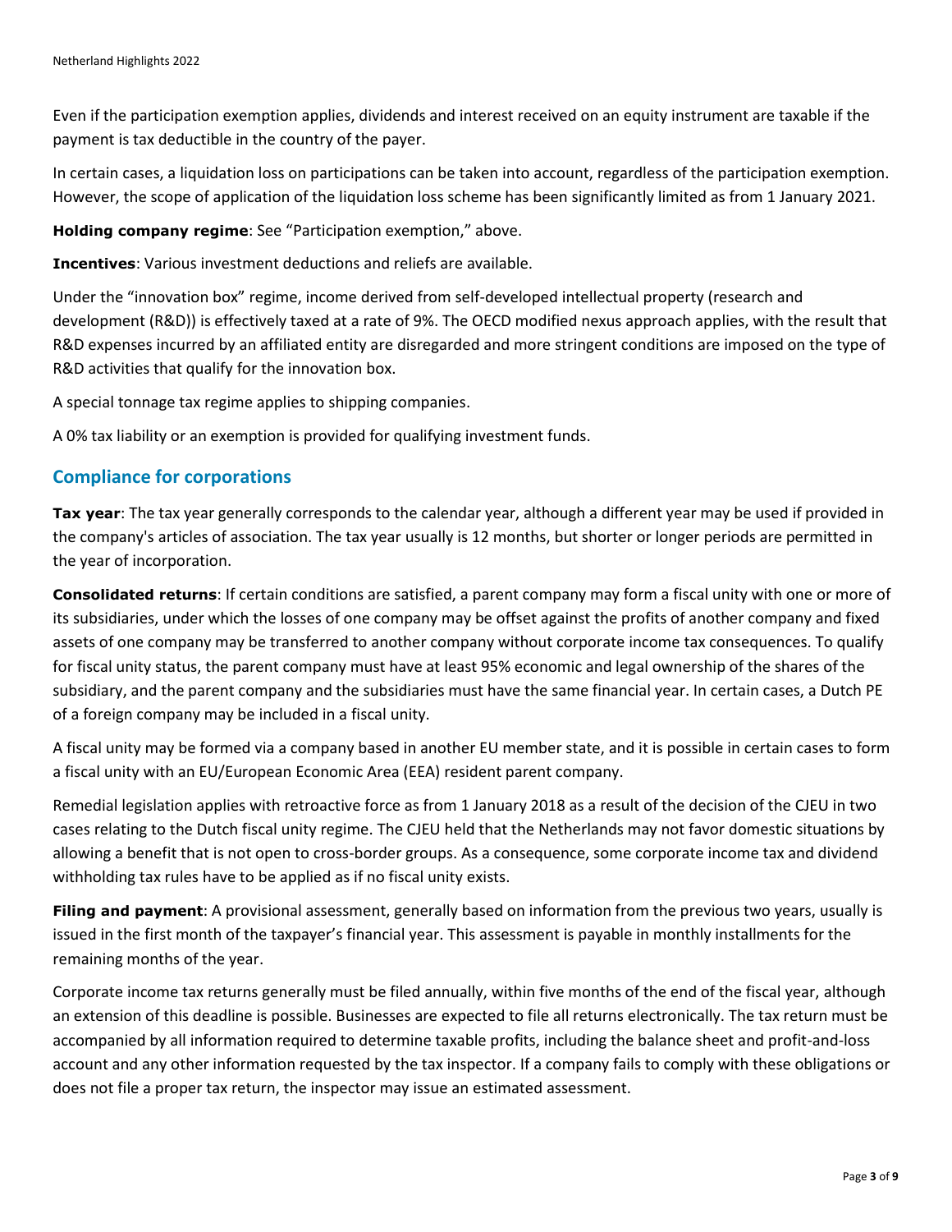Even if the participation exemption applies, dividends and interest received on an equity instrument are taxable if the payment is tax deductible in the country of the payer.

In certain cases, a liquidation loss on participations can be taken into account, regardless of the participation exemption. However, the scope of application of the liquidation loss scheme has been significantly limited as from 1 January 2021.

**Holding company regime**: See "Participation exemption," above.

**Incentives**: Various investment deductions and reliefs are available.

Under the "innovation box" regime, income derived from self-developed intellectual property (research and development (R&D)) is effectively taxed at a rate of 9%. The OECD modified nexus approach applies, with the result that R&D expenses incurred by an affiliated entity are disregarded and more stringent conditions are imposed on the type of R&D activities that qualify for the innovation box.

A special tonnage tax regime applies to shipping companies.

A 0% tax liability or an exemption is provided for qualifying investment funds.

## Compliance for corporations

**Tax year**: The tax year generally corresponds to the calendar year, although a different year may be used if provided in the company's articles of association. The tax year usually is 12 months, but shorter or longer periods are permitted in the year of incorporation.

**Consolidated returns**: If certain conditions are satisfied, a parent company may form a fiscal unity with one or more of its subsidiaries, under which the losses of one company may be offset against the profits of another company and fixed assets of one company may be transferred to another company without corporate income tax consequences. To qualify for fiscal unity status, the parent company must have at least 95% economic and legal ownership of the shares of the subsidiary, and the parent company and the subsidiaries must have the same financial year. In certain cases, a Dutch PE of a foreign company may be included in a fiscal unity.

A fiscal unity may be formed via a company based in another EU member state, and it is possible in certain cases to form a fiscal unity with an EU/European Economic Area (EEA) resident parent company.

Remedial legislation applies with retroactive force as from 1 January 2018 as a result of the decision of the CJEU in two cases relating to the Dutch fiscal unity regime. The CJEU held that the Netherlands may not favor domestic situations by allowing a benefit that is not open to cross-border groups. As a consequence, some corporate income tax and dividend withholding tax rules have to be applied as if no fiscal unity exists.

**Filing and payment**: A provisional assessment, generally based on information from the previous two years, usually is issued in the first month of the taxpayer's financial year. This assessment is payable in monthly installments for the remaining months of the year.

Corporate income tax returns generally must be filed annually, within five months of the end of the fiscal year, although an extension of this deadline is possible. Businesses are expected to file all returns electronically. The tax return must be accompanied by all information required to determine taxable profits, including the balance sheet and profit-and-loss account and any other information requested by the tax inspector. If a company fails to comply with these obligations or does not file a proper tax return, the inspector may issue an estimated assessment.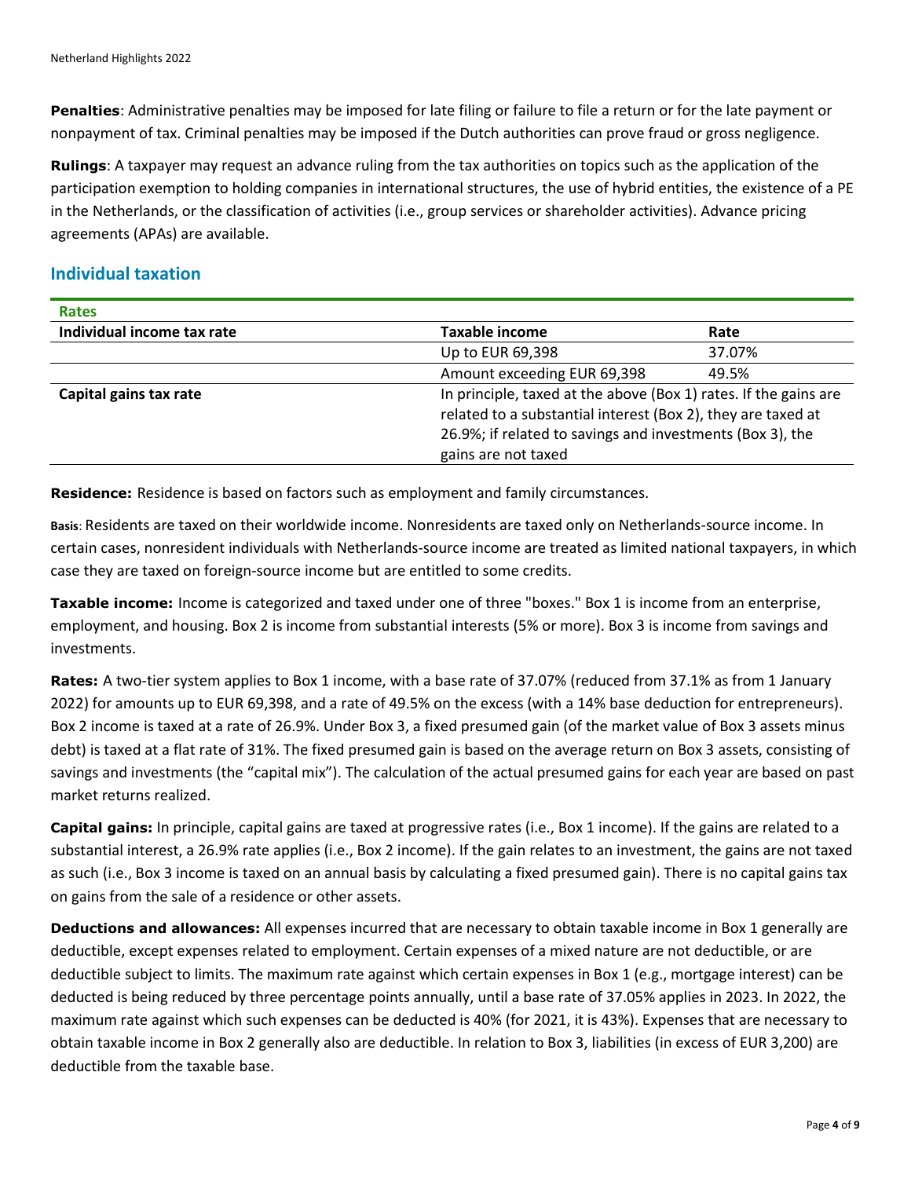**Penalties**: Administrative penalties may be imposed for late filing or failure to file a return or for the late payment or nonpayment of tax. Criminal penalties may be imposed if the Dutch authorities can prove fraud or gross negligence.

**Rulings**: A taxpayer may request an advance ruling from the tax authorities on topics such as the application of the participation exemption to holding companies in international structures, the use of hybrid entities, the existence of a PE in the Netherlands, or the classification of activities (i.e., group services or shareholder activities). Advance pricing agreements (APAs) are available.

## Individual taxation

| **Rates** | | |
|---|---|---|
| **Individual income tax rate** | **Taxable income** | **Rate** |
| | Up to EUR 69,398 | 37.07% |
| | Amount exceeding EUR 69,398 | 49.5% |
| **Capital gains tax rate** | In principle, taxed at the above (Box 1) rates. If the gains are related to a substantial interest (Box 2), they are taxed at 26.9%; if related to savings and investments (Box 3), the gains are not taxed | |

**Residence:** Residence is based on factors such as employment and family circumstances.

**Basis**: Residents are taxed on their worldwide income. Nonresidents are taxed only on Netherlands-source income. In certain cases, nonresident individuals with Netherlands-source income are treated as limited national taxpayers, in which case they are taxed on foreign-source income but are entitled to some credits.

**Taxable income:** Income is categorized and taxed under one of three "boxes." Box 1 is income from an enterprise, employment, and housing. Box 2 is income from substantial interests (5% or more). Box 3 is income from savings and investments.

**Rates:** A two-tier system applies to Box 1 income, with a base rate of 37.07% (reduced from 37.1% as from 1 January 2022) for amounts up to EUR 69,398, and a rate of 49.5% on the excess (with a 14% base deduction for entrepreneurs). Box 2 income is taxed at a rate of 26.9%. Under Box 3, a fixed presumed gain (of the market value of Box 3 assets minus debt) is taxed at a flat rate of 31%. The fixed presumed gain is based on the average return on Box 3 assets, consisting of savings and investments (the "capital mix"). The calculation of the actual presumed gains for each year are based on past market returns realized.

**Capital gains:** In principle, capital gains are taxed at progressive rates (i.e., Box 1 income). If the gains are related to a substantial interest, a 26.9% rate applies (i.e., Box 2 income). If the gain relates to an investment, the gains are not taxed as such (i.e., Box 3 income is taxed on an annual basis by calculating a fixed presumed gain). There is no capital gains tax on gains from the sale of a residence or other assets.

**Deductions and allowances:** All expenses incurred that are necessary to obtain taxable income in Box 1 generally are deductible, except expenses related to employment. Certain expenses of a mixed nature are not deductible, or are deductible subject to limits. The maximum rate against which certain expenses in Box 1 (e.g., mortgage interest) can be deducted is being reduced by three percentage points annually, until a base rate of 37.05% applies in 2023. In 2022, the maximum rate against which such expenses can be deducted is 40% (for 2021, it is 43%). Expenses that are necessary to obtain taxable income in Box 2 generally also are deductible. In relation to Box 3, liabilities (in excess of EUR 3,200) are deductible from the taxable base.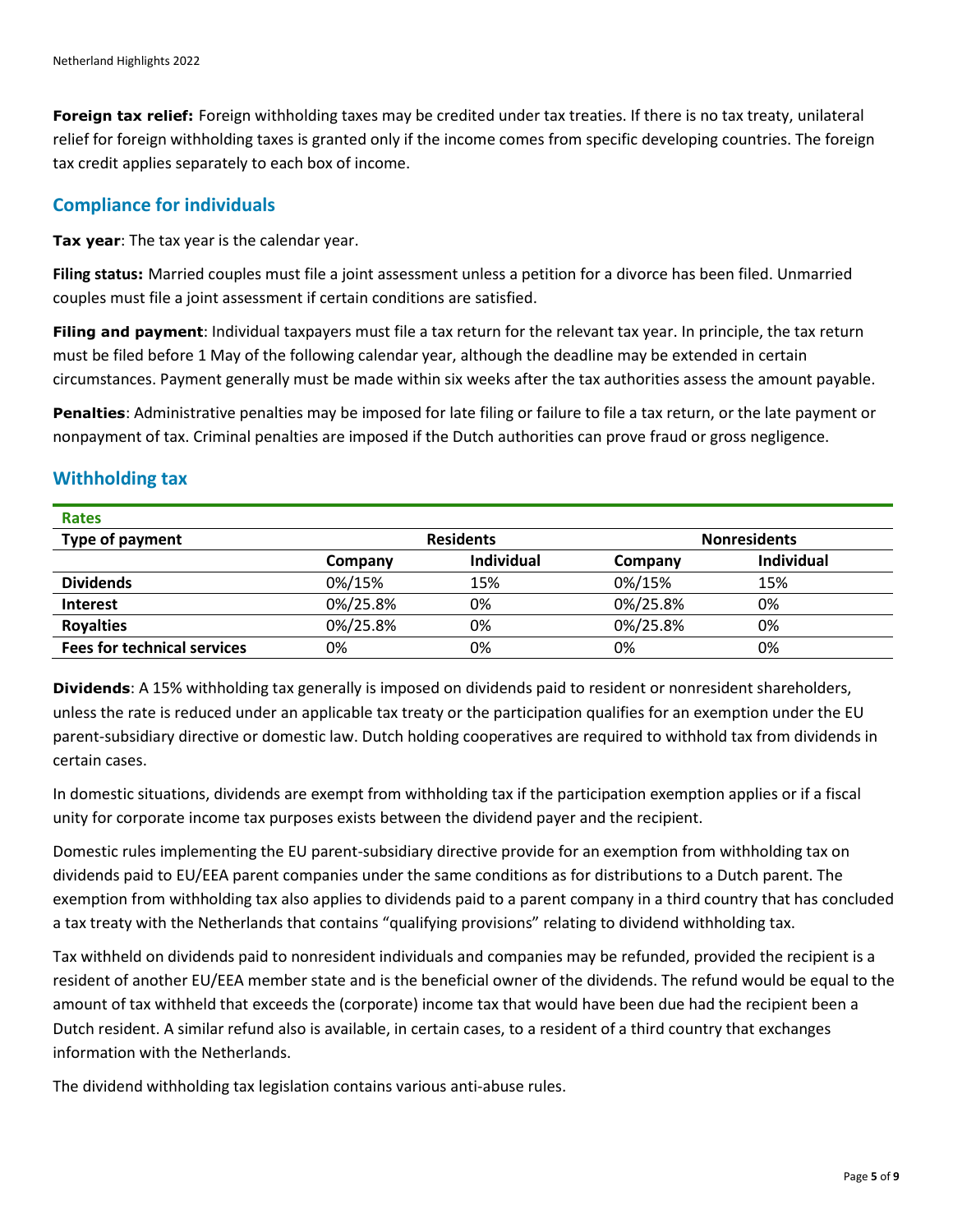**Foreign tax relief:** Foreign withholding taxes may be credited under tax treaties. If there is no tax treaty, unilateral relief for foreign withholding taxes is granted only if the income comes from specific developing countries. The foreign tax credit applies separately to each box of income.

## Compliance for individuals

**Tax year**: The tax year is the calendar year.

**Filing status:** Married couples must file a joint assessment unless a petition for a divorce has been filed. Unmarried couples must file a joint assessment if certain conditions are satisfied.

**Filing and payment**: Individual taxpayers must file a tax return for the relevant tax year. In principle, the tax return must be filed before 1 May of the following calendar year, although the deadline may be extended in certain circumstances. Payment generally must be made within six weeks after the tax authorities assess the amount payable.

**Penalties**: Administrative penalties may be imposed for late filing or failure to file a tax return, or the late payment or nonpayment of tax. Criminal penalties are imposed if the Dutch authorities can prove fraud or gross negligence.

## Withholding tax

**Rates**

| Type of payment | Residents | | Nonresidents | |
|---|---|---|---|---|
| | Company | Individual | Company | Individual |
| **Dividends** | 0%/15% | 15% | 0%/15% | 15% |
| **Interest** | 0%/25.8% | 0% | 0%/25.8% | 0% |
| **Royalties** | 0%/25.8% | 0% | 0%/25.8% | 0% |
| **Fees for technical services** | 0% | 0% | 0% | 0% |

**Dividends**: A 15% withholding tax generally is imposed on dividends paid to resident or nonresident shareholders, unless the rate is reduced under an applicable tax treaty or the participation qualifies for an exemption under the EU parent-subsidiary directive or domestic law. Dutch holding cooperatives are required to withhold tax from dividends in certain cases.

In domestic situations, dividends are exempt from withholding tax if the participation exemption applies or if a fiscal unity for corporate income tax purposes exists between the dividend payer and the recipient.

Domestic rules implementing the EU parent-subsidiary directive provide for an exemption from withholding tax on dividends paid to EU/EEA parent companies under the same conditions as for distributions to a Dutch parent. The exemption from withholding tax also applies to dividends paid to a parent company in a third country that has concluded a tax treaty with the Netherlands that contains "qualifying provisions" relating to dividend withholding tax.

Tax withheld on dividends paid to nonresident individuals and companies may be refunded, provided the recipient is a resident of another EU/EEA member state and is the beneficial owner of the dividends. The refund would be equal to the amount of tax withheld that exceeds the (corporate) income tax that would have been due had the recipient been a Dutch resident. A similar refund also is available, in certain cases, to a resident of a third country that exchanges information with the Netherlands.

The dividend withholding tax legislation contains various anti-abuse rules.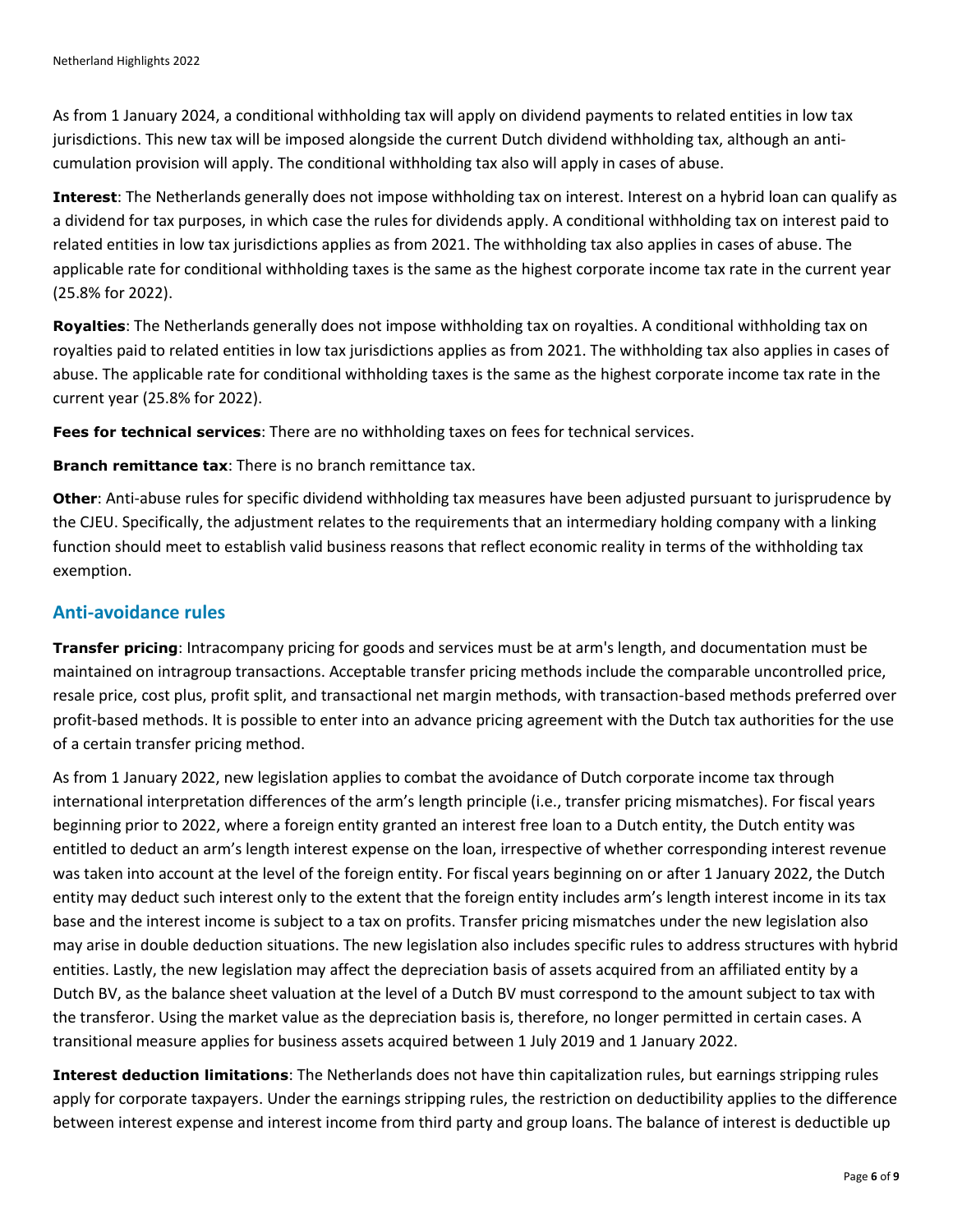As from 1 January 2024, a conditional withholding tax will apply on dividend payments to related entities in low tax jurisdictions. This new tax will be imposed alongside the current Dutch dividend withholding tax, although an anti-cumulation provision will apply. The conditional withholding tax also will apply in cases of abuse.

**Interest**: The Netherlands generally does not impose withholding tax on interest. Interest on a hybrid loan can qualify as a dividend for tax purposes, in which case the rules for dividends apply. A conditional withholding tax on interest paid to related entities in low tax jurisdictions applies as from 2021. The withholding tax also applies in cases of abuse. The applicable rate for conditional withholding taxes is the same as the highest corporate income tax rate in the current year (25.8% for 2022).

**Royalties**: The Netherlands generally does not impose withholding tax on royalties. A conditional withholding tax on royalties paid to related entities in low tax jurisdictions applies as from 2021. The withholding tax also applies in cases of abuse. The applicable rate for conditional withholding taxes is the same as the highest corporate income tax rate in the current year (25.8% for 2022).

**Fees for technical services**: There are no withholding taxes on fees for technical services.

**Branch remittance tax**: There is no branch remittance tax.

**Other**: Anti-abuse rules for specific dividend withholding tax measures have been adjusted pursuant to jurisprudence by the CJEU. Specifically, the adjustment relates to the requirements that an intermediary holding company with a linking function should meet to establish valid business reasons that reflect economic reality in terms of the withholding tax exemption.

## Anti-avoidance rules

**Transfer pricing**: Intracompany pricing for goods and services must be at arm's length, and documentation must be maintained on intragroup transactions. Acceptable transfer pricing methods include the comparable uncontrolled price, resale price, cost plus, profit split, and transactional net margin methods, with transaction-based methods preferred over profit-based methods. It is possible to enter into an advance pricing agreement with the Dutch tax authorities for the use of a certain transfer pricing method.

As from 1 January 2022, new legislation applies to combat the avoidance of Dutch corporate income tax through international interpretation differences of the arm's length principle (i.e., transfer pricing mismatches). For fiscal years beginning prior to 2022, where a foreign entity granted an interest free loan to a Dutch entity, the Dutch entity was entitled to deduct an arm's length interest expense on the loan, irrespective of whether corresponding interest revenue was taken into account at the level of the foreign entity. For fiscal years beginning on or after 1 January 2022, the Dutch entity may deduct such interest only to the extent that the foreign entity includes arm's length interest income in its tax base and the interest income is subject to a tax on profits. Transfer pricing mismatches under the new legislation also may arise in double deduction situations. The new legislation also includes specific rules to address structures with hybrid entities. Lastly, the new legislation may affect the depreciation basis of assets acquired from an affiliated entity by a Dutch BV, as the balance sheet valuation at the level of a Dutch BV must correspond to the amount subject to tax with the transferor. Using the market value as the depreciation basis is, therefore, no longer permitted in certain cases. A transitional measure applies for business assets acquired between 1 July 2019 and 1 January 2022.

**Interest deduction limitations**: The Netherlands does not have thin capitalization rules, but earnings stripping rules apply for corporate taxpayers. Under the earnings stripping rules, the restriction on deductibility applies to the difference between interest expense and interest income from third party and group loans. The balance of interest is deductible up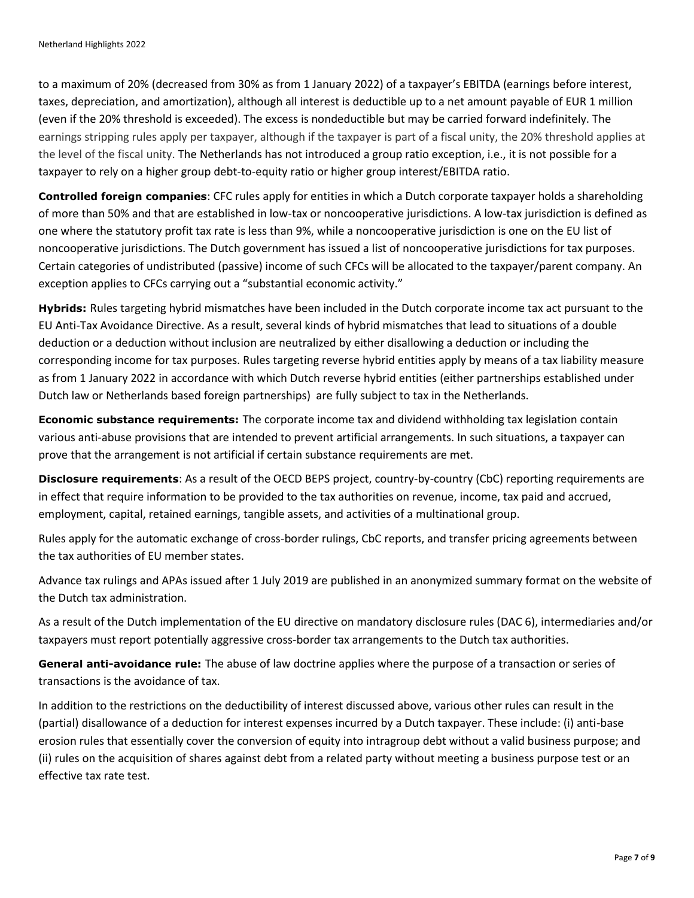to a maximum of 20% (decreased from 30% as from 1 January 2022) of a taxpayer's EBITDA (earnings before interest, taxes, depreciation, and amortization), although all interest is deductible up to a net amount payable of EUR 1 million (even if the 20% threshold is exceeded). The excess is nondeductible but may be carried forward indefinitely. The earnings stripping rules apply per taxpayer, although if the taxpayer is part of a fiscal unity, the 20% threshold applies at the level of the fiscal unity. The Netherlands has not introduced a group ratio exception, i.e., it is not possible for a taxpayer to rely on a higher group debt-to-equity ratio or higher group interest/EBITDA ratio.

**Controlled foreign companies**: CFC rules apply for entities in which a Dutch corporate taxpayer holds a shareholding of more than 50% and that are established in low-tax or noncooperative jurisdictions. A low-tax jurisdiction is defined as one where the statutory profit tax rate is less than 9%, while a noncooperative jurisdiction is one on the EU list of noncooperative jurisdictions. The Dutch government has issued a list of noncooperative jurisdictions for tax purposes. Certain categories of undistributed (passive) income of such CFCs will be allocated to the taxpayer/parent company. An exception applies to CFCs carrying out a "substantial economic activity."

**Hybrids:** Rules targeting hybrid mismatches have been included in the Dutch corporate income tax act pursuant to the EU Anti-Tax Avoidance Directive. As a result, several kinds of hybrid mismatches that lead to situations of a double deduction or a deduction without inclusion are neutralized by either disallowing a deduction or including the corresponding income for tax purposes. Rules targeting reverse hybrid entities apply by means of a tax liability measure as from 1 January 2022 in accordance with which Dutch reverse hybrid entities (either partnerships established under Dutch law or Netherlands based foreign partnerships) are fully subject to tax in the Netherlands.

**Economic substance requirements:** The corporate income tax and dividend withholding tax legislation contain various anti-abuse provisions that are intended to prevent artificial arrangements. In such situations, a taxpayer can prove that the arrangement is not artificial if certain substance requirements are met.

**Disclosure requirements**: As a result of the OECD BEPS project, country-by-country (CbC) reporting requirements are in effect that require information to be provided to the tax authorities on revenue, income, tax paid and accrued, employment, capital, retained earnings, tangible assets, and activities of a multinational group.

Rules apply for the automatic exchange of cross-border rulings, CbC reports, and transfer pricing agreements between the tax authorities of EU member states.

Advance tax rulings and APAs issued after 1 July 2019 are published in an anonymized summary format on the website of the Dutch tax administration.

As a result of the Dutch implementation of the EU directive on mandatory disclosure rules (DAC 6), intermediaries and/or taxpayers must report potentially aggressive cross-border tax arrangements to the Dutch tax authorities.

**General anti-avoidance rule:** The abuse of law doctrine applies where the purpose of a transaction or series of transactions is the avoidance of tax.

In addition to the restrictions on the deductibility of interest discussed above, various other rules can result in the (partial) disallowance of a deduction for interest expenses incurred by a Dutch taxpayer. These include: (i) anti-base erosion rules that essentially cover the conversion of equity into intragroup debt without a valid business purpose; and (ii) rules on the acquisition of shares against debt from a related party without meeting a business purpose test or an effective tax rate test.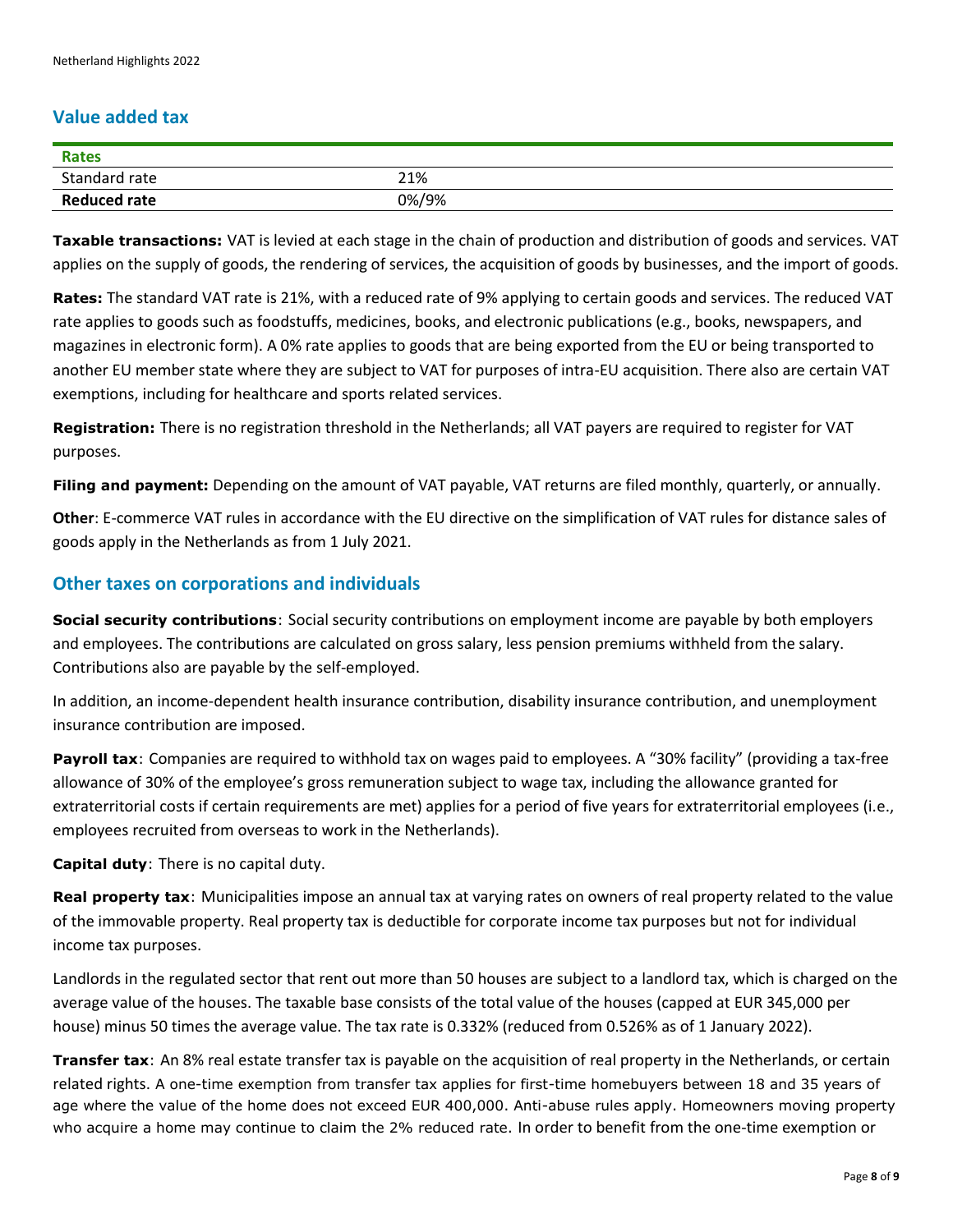## Value added tax

| Rates | |
|---|---|
| Standard rate | 21% |
| **Reduced rate** | 0%/9% |

**Taxable transactions:** VAT is levied at each stage in the chain of production and distribution of goods and services. VAT applies on the supply of goods, the rendering of services, the acquisition of goods by businesses, and the import of goods.

**Rates:** The standard VAT rate is 21%, with a reduced rate of 9% applying to certain goods and services. The reduced VAT rate applies to goods such as foodstuffs, medicines, books, and electronic publications (e.g., books, newspapers, and magazines in electronic form). A 0% rate applies to goods that are being exported from the EU or being transported to another EU member state where they are subject to VAT for purposes of intra-EU acquisition. There also are certain VAT exemptions, including for healthcare and sports related services.

**Registration:** There is no registration threshold in the Netherlands; all VAT payers are required to register for VAT purposes.

**Filing and payment:** Depending on the amount of VAT payable, VAT returns are filed monthly, quarterly, or annually.

**Other**: E-commerce VAT rules in accordance with the EU directive on the simplification of VAT rules for distance sales of goods apply in the Netherlands as from 1 July 2021.

## Other taxes on corporations and individuals

**Social security contributions**: Social security contributions on employment income are payable by both employers and employees. The contributions are calculated on gross salary, less pension premiums withheld from the salary. Contributions also are payable by the self-employed.

In addition, an income-dependent health insurance contribution, disability insurance contribution, and unemployment insurance contribution are imposed.

**Payroll tax**: Companies are required to withhold tax on wages paid to employees. A "30% facility" (providing a tax-free allowance of 30% of the employee's gross remuneration subject to wage tax, including the allowance granted for extraterritorial costs if certain requirements are met) applies for a period of five years for extraterritorial employees (i.e., employees recruited from overseas to work in the Netherlands).

**Capital duty**: There is no capital duty.

**Real property tax**: Municipalities impose an annual tax at varying rates on owners of real property related to the value of the immovable property. Real property tax is deductible for corporate income tax purposes but not for individual income tax purposes.

Landlords in the regulated sector that rent out more than 50 houses are subject to a landlord tax, which is charged on the average value of the houses. The taxable base consists of the total value of the houses (capped at EUR 345,000 per house) minus 50 times the average value. The tax rate is 0.332% (reduced from 0.526% as of 1 January 2022).

**Transfer tax**: An 8% real estate transfer tax is payable on the acquisition of real property in the Netherlands, or certain related rights. A one-time exemption from transfer tax applies for first-time homebuyers between 18 and 35 years of age where the value of the home does not exceed EUR 400,000. Anti-abuse rules apply. Homeowners moving property who acquire a home may continue to claim the 2% reduced rate. In order to benefit from the one-time exemption or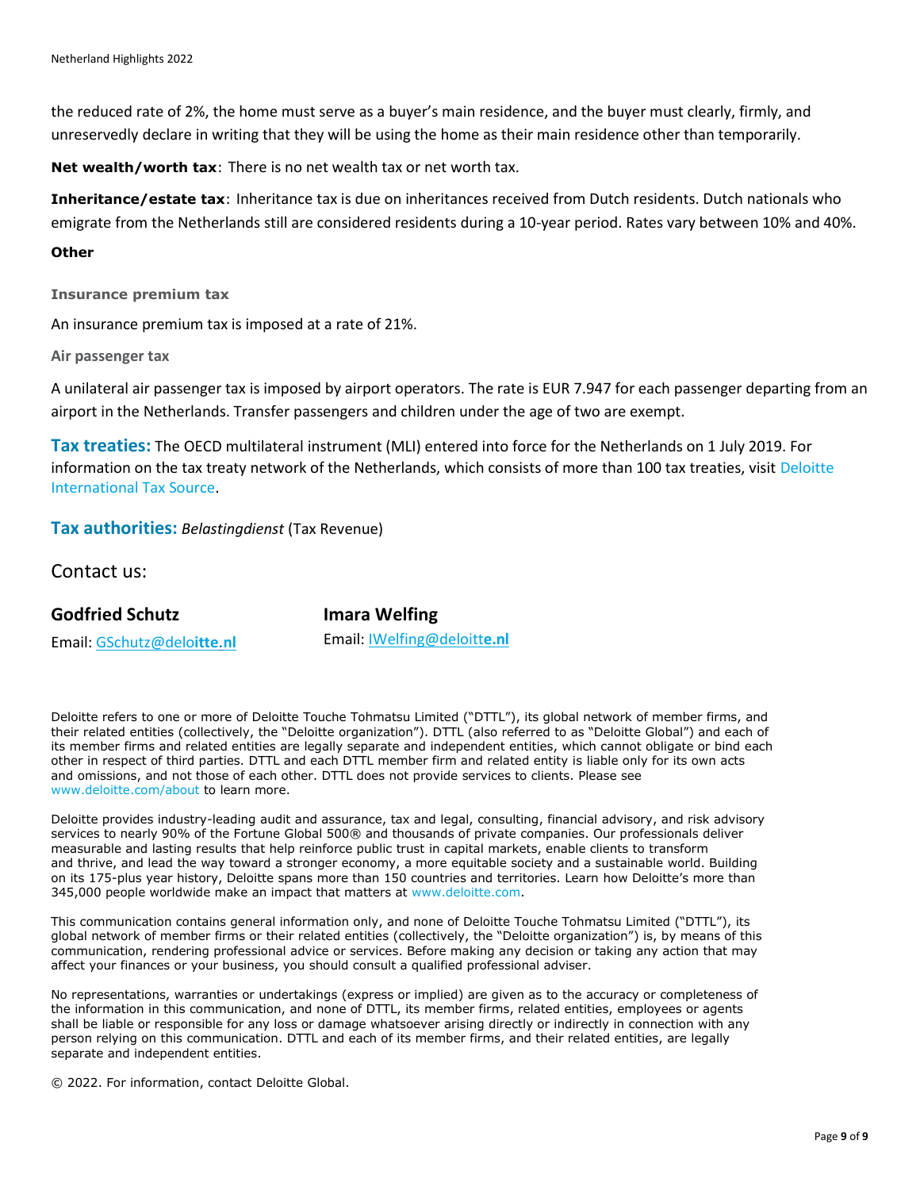the reduced rate of 2%, the home must serve as a buyer's main residence, and the buyer must clearly, firmly, and unreservedly declare in writing that they will be using the home as their main residence other than temporarily.

**Net wealth/worth tax**: There is no net wealth tax or net worth tax.

**Inheritance/estate tax**: Inheritance tax is due on inheritances received from Dutch residents. Dutch nationals who emigrate from the Netherlands still are considered residents during a 10-year period. Rates vary between 10% and 40%.

**Other**

**Insurance premium tax**

An insurance premium tax is imposed at a rate of 21%.

**Air passenger tax**

A unilateral air passenger tax is imposed by airport operators. The rate is EUR 7.947 for each passenger departing from an airport in the Netherlands. Transfer passengers and children under the age of two are exempt.

**Tax treaties:** The OECD multilateral instrument (MLI) entered into force for the Netherlands on 1 July 2019. For information on the tax treaty network of the Netherlands, which consists of more than 100 tax treaties, visit Deloitte International Tax Source.

**Tax authorities:** *Belastingdienst* (Tax Revenue)

## Contact us:

**Godfried Schutz**
Email: GSchutz@deloitte.nl

**Imara Welfing**
Email: IWelfing@deloitte.nl

Deloitte refers to one or more of Deloitte Touche Tohmatsu Limited ("DTTL"), its global network of member firms, and their related entities (collectively, the "Deloitte organization"). DTTL (also referred to as "Deloitte Global") and each of its member firms and related entities are legally separate and independent entities, which cannot obligate or bind each other in respect of third parties. DTTL and each DTTL member firm and related entity is liable only for its own acts and omissions, and not those of each other. DTTL does not provide services to clients. Please see www.deloitte.com/about to learn more.

Deloitte provides industry-leading audit and assurance, tax and legal, consulting, financial advisory, and risk advisory services to nearly 90% of the Fortune Global 500® and thousands of private companies. Our professionals deliver measurable and lasting results that help reinforce public trust in capital markets, enable clients to transform and thrive, and lead the way toward a stronger economy, a more equitable society and a sustainable world. Building on its 175-plus year history, Deloitte spans more than 150 countries and territories. Learn how Deloitte's more than 345,000 people worldwide make an impact that matters at www.deloitte.com.

This communication contains general information only, and none of Deloitte Touche Tohmatsu Limited ("DTTL"), its global network of member firms or their related entities (collectively, the "Deloitte organization") is, by means of this communication, rendering professional advice or services. Before making any decision or taking any action that may affect your finances or your business, you should consult a qualified professional adviser.

No representations, warranties or undertakings (express or implied) are given as to the accuracy or completeness of the information in this communication, and none of DTTL, its member firms, related entities, employees or agents shall be liable or responsible for any loss or damage whatsoever arising directly or indirectly in connection with any person relying on this communication. DTTL and each of its member firms, and their related entities, are legally separate and independent entities.

© 2022. For information, contact Deloitte Global.